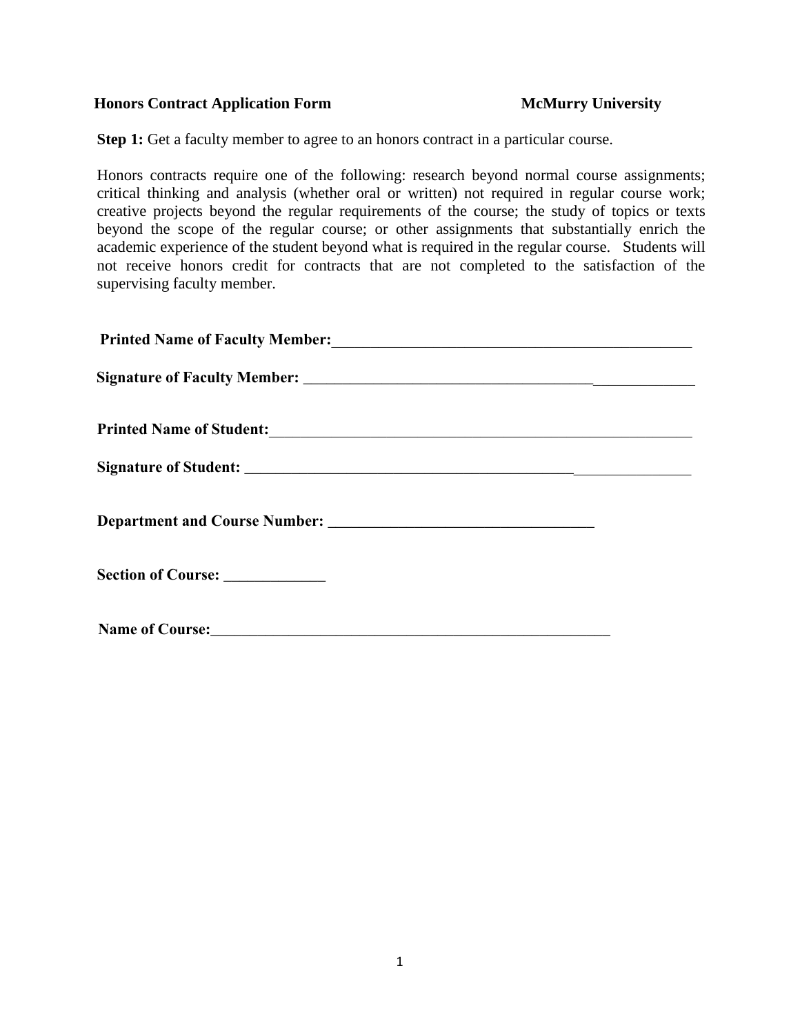**Honors Contract Application Form** **McMurry University**

**Step 1:** Get a faculty member to agree to an honors contract in a particular course.

Honors contracts require one of the following: research beyond normal course assignments; critical thinking and analysis (whether oral or written) not required in regular course work; creative projects beyond the regular requirements of the course; the study of topics or texts beyond the scope of the regular course; or other assignments that substantially enrich the academic experience of the student beyond what is required in the regular course. Students will not receive honors credit for contracts that are not completed to the satisfaction of the supervising faculty member.

**Printed Name of Faculty Member:**_______________________________________________

**Signature of Faculty Member:** _______________________________________________

**Printed Name of Student:**_______________________________________________________

**Signature of Student:** _____________________________________________________________

**Department and Course Number:** ___________________________________

**Section of Course:** _____________

**Name of Course:**_____________________________________________________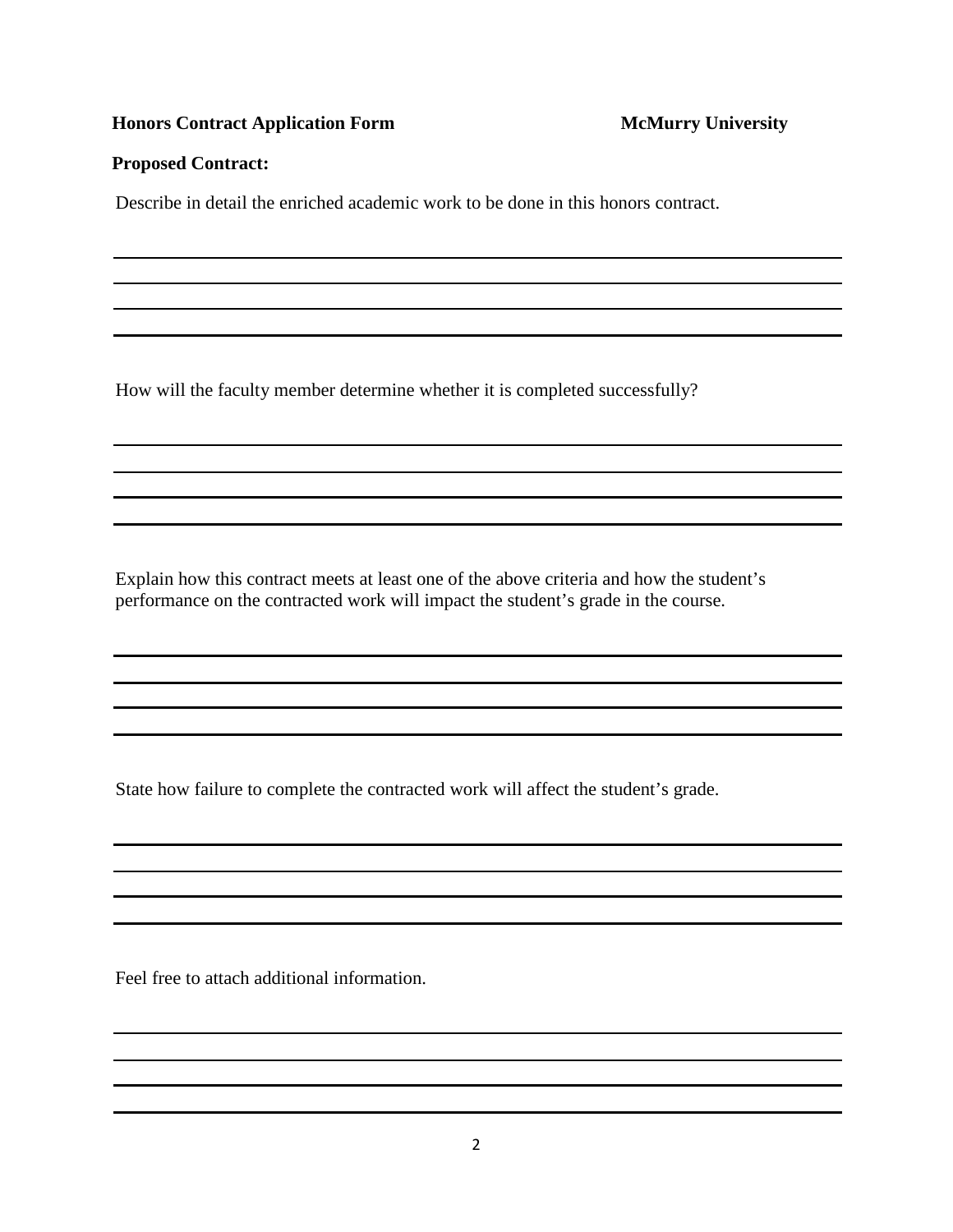**Honors Contract Application Form** **McMurry University**

**Proposed Contract:**

Describe in detail the enriched academic work to be done in this honors contract.

How will the faculty member determine whether it is completed successfully?

Explain how this contract meets at least one of the above criteria and how the student's performance on the contracted work will impact the student's grade in the course.

State how failure to complete the contracted work will affect the student's grade.

Feel free to attach additional information.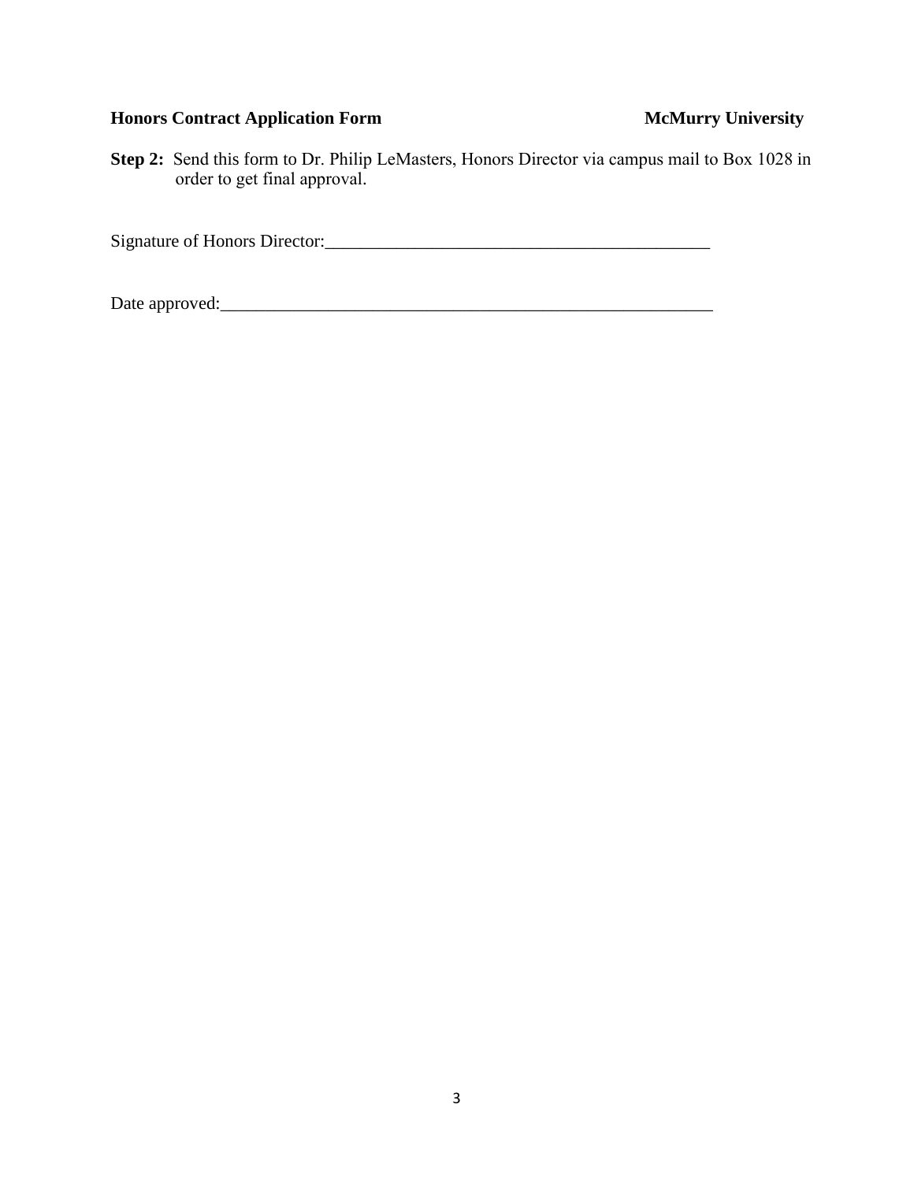**Honors Contract Application Form** **McMurry University**

**Step 2:** Send this form to Dr. Philip LeMasters, Honors Director via campus mail to Box 1028 in order to get final approval.

Signature of Honors Director:_____________________________________________

Date approved:_________________________________________________________